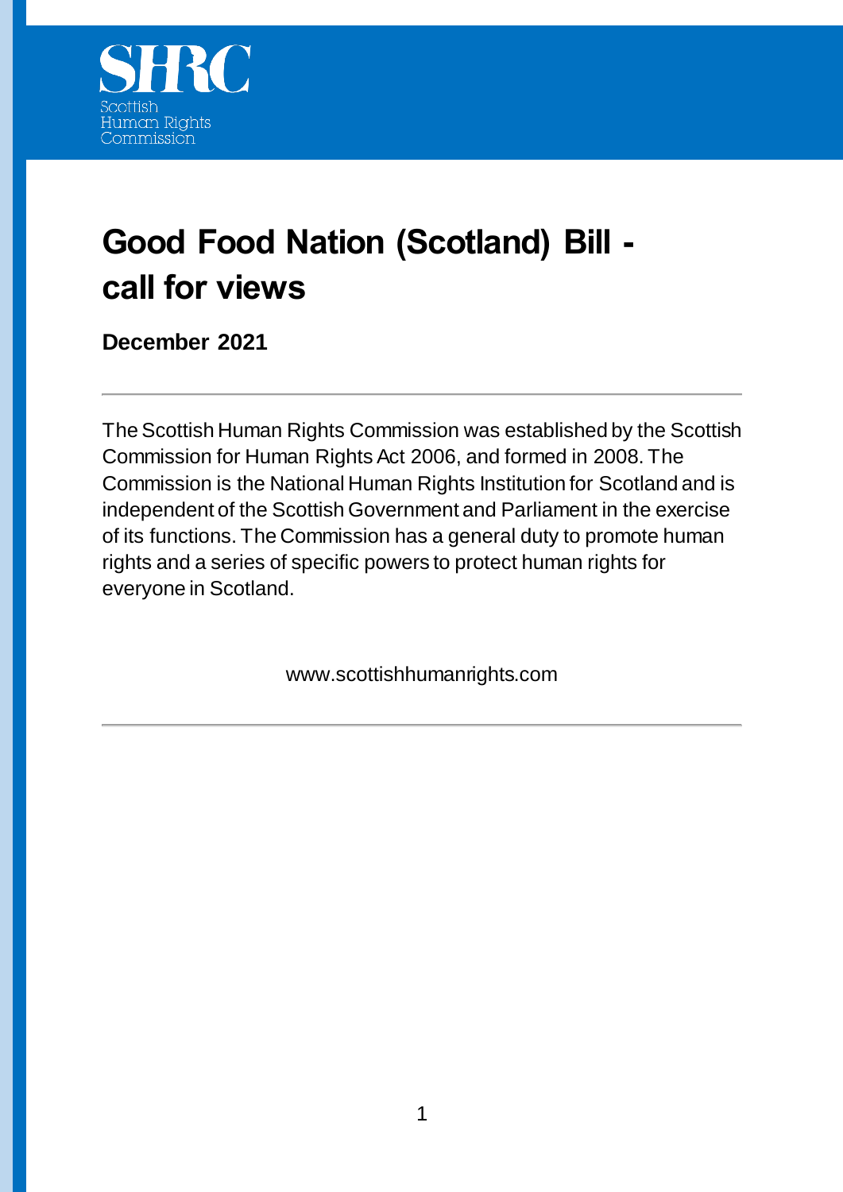Scottish Human Rights Commission

# Good Food Nation (Scotland) Bill - call for views

**December 2021**

---

The Scottish Human Rights Commission was established by the Scottish Commission for Human Rights Act 2006, and formed in 2008. The Commission is the National Human Rights Institution for Scotland and is independent of the Scottish Government and Parliament in the exercise of its functions. The Commission has a general duty to promote human rights and a series of specific powers to protect human rights for everyone in Scotland.

www.scottishhumanrights.com

---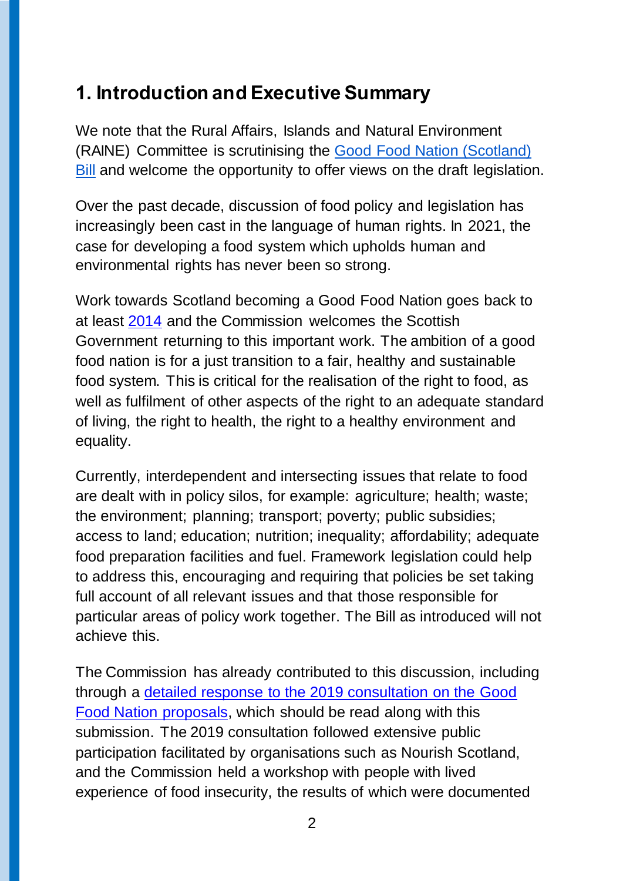## 1. Introduction and Executive Summary

We note that the Rural Affairs, Islands and Natural Environment (RAINE) Committee is scrutinising the [Good Food Nation (Scotland) Bill]() and welcome the opportunity to offer views on the draft legislation.

Over the past decade, discussion of food policy and legislation has increasingly been cast in the language of human rights. In 2021, the case for developing a food system which upholds human and environmental rights has never been so strong.

Work towards Scotland becoming a Good Food Nation goes back to at least [2014]() and the Commission welcomes the Scottish Government returning to this important work. The ambition of a good food nation is for a just transition to a fair, healthy and sustainable food system. This is critical for the realisation of the right to food, as well as fulfilment of other aspects of the right to an adequate standard of living, the right to health, the right to a healthy environment and equality.

Currently, interdependent and intersecting issues that relate to food are dealt with in policy silos, for example: agriculture; health; waste; the environment; planning; transport; poverty; public subsidies; access to land; education; nutrition; inequality; affordability; adequate food preparation facilities and fuel. Framework legislation could help to address this, encouraging and requiring that policies be set taking full account of all relevant issues and that those responsible for particular areas of policy work together. The Bill as introduced will not achieve this.

The Commission has already contributed to this discussion, including through a [detailed response to the 2019 consultation on the Good Food Nation proposals](), which should be read along with this submission. The 2019 consultation followed extensive public participation facilitated by organisations such as Nourish Scotland, and the Commission held a workshop with people with lived experience of food insecurity, the results of which were documented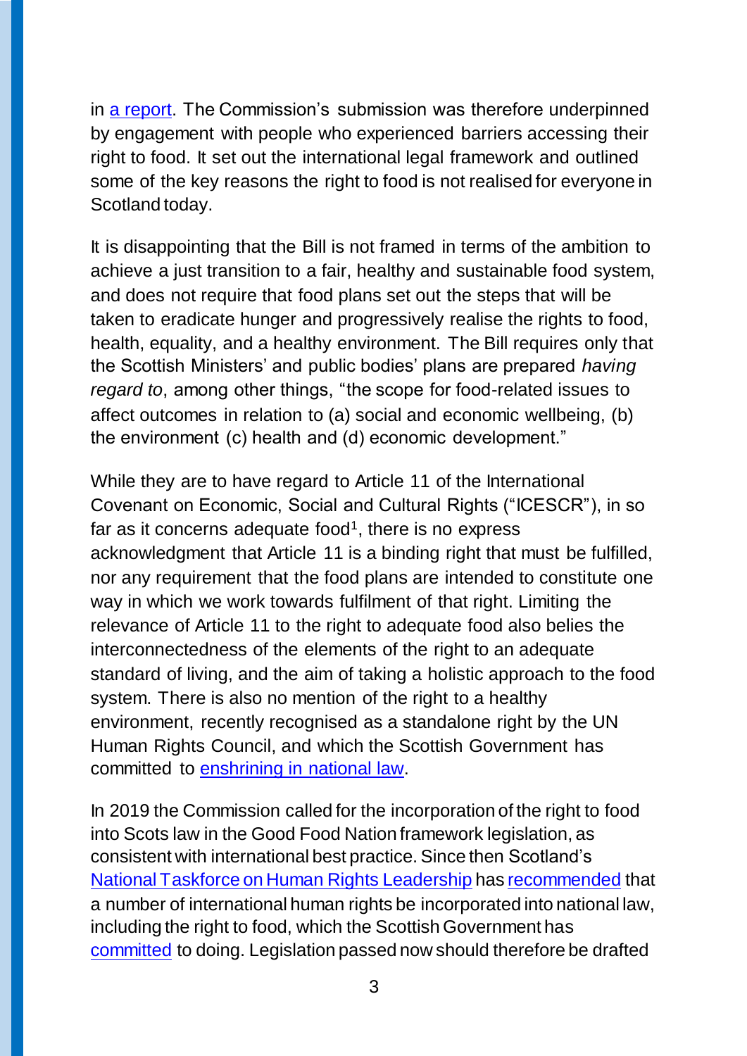in [a report](). The Commission's submission was therefore underpinned by engagement with people who experienced barriers accessing their right to food. It set out the international legal framework and outlined some of the key reasons the right to food is not realised for everyone in Scotland today.

It is disappointing that the Bill is not framed in terms of the ambition to achieve a just transition to a fair, healthy and sustainable food system, and does not require that food plans set out the steps that will be taken to eradicate hunger and progressively realise the rights to food, health, equality, and a healthy environment. The Bill requires only that the Scottish Ministers' and public bodies' plans are prepared *having regard to*, among other things, "the scope for food-related issues to affect outcomes in relation to (a) social and economic wellbeing, (b) the environment (c) health and (d) economic development."

While they are to have regard to Article 11 of the International Covenant on Economic, Social and Cultural Rights ("ICESCR"), in so far as it concerns adequate food[1], there is no express acknowledgment that Article 11 is a binding right that must be fulfilled, nor any requirement that the food plans are intended to constitute one way in which we work towards fulfilment of that right. Limiting the relevance of Article 11 to the right to adequate food also belies the interconnectedness of the elements of the right to an adequate standard of living, and the aim of taking a holistic approach to the food system. There is also no mention of the right to a healthy environment, recently recognised as a standalone right by the UN Human Rights Council, and which the Scottish Government has committed to [enshrining in national law]().

In 2019 the Commission called for the incorporation of the right to food into Scots law in the Good Food Nation framework legislation, as consistent with international best practice. Since then Scotland's [National Taskforce on Human Rights Leadership]() has [recommended]() that a number of international human rights be incorporated into national law, including the right to food, which the Scottish Government has [committed]() to doing. Legislation passed now should therefore be drafted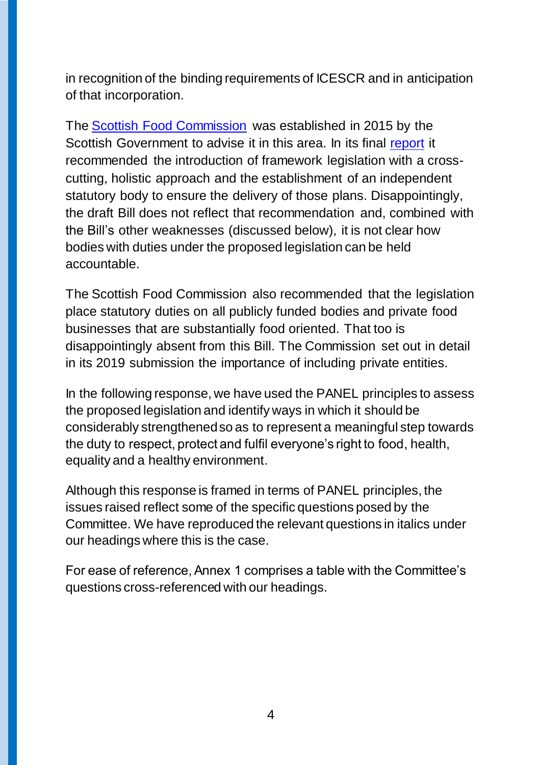in recognition of the binding requirements of ICESCR and in anticipation of that incorporation.

The [Scottish Food Commission](#) was established in 2015 by the Scottish Government to advise it in this area. In its final [report](#) it recommended the introduction of framework legislation with a cross-cutting, holistic approach and the establishment of an independent statutory body to ensure the delivery of those plans. Disappointingly, the draft Bill does not reflect that recommendation and, combined with the Bill's other weaknesses (discussed below), it is not clear how bodies with duties under the proposed legislation can be held accountable.

The Scottish Food Commission also recommended that the legislation place statutory duties on all publicly funded bodies and private food businesses that are substantially food oriented. That too is disappointingly absent from this Bill. The Commission set out in detail in its 2019 submission the importance of including private entities.

In the following response, we have used the PANEL principles to assess the proposed legislation and identify ways in which it should be considerably strengthened so as to represent a meaningful step towards the duty to respect, protect and fulfil everyone's right to food, health, equality and a healthy environment.

Although this response is framed in terms of PANEL principles, the issues raised reflect some of the specific questions posed by the Committee. We have reproduced the relevant questions in italics under our headings where this is the case.

For ease of reference, Annex 1 comprises a table with the Committee's questions cross-referenced with our headings.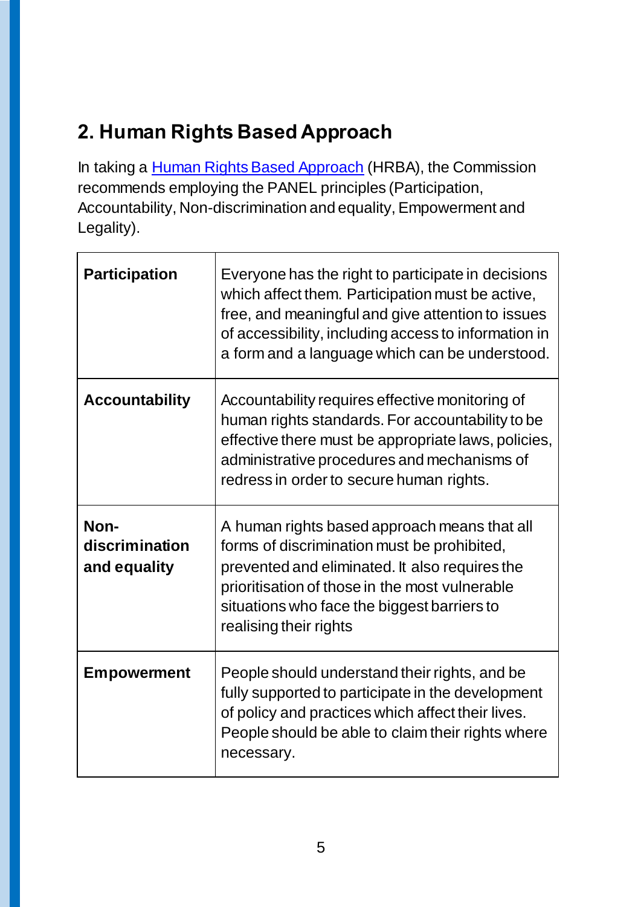## 2. Human Rights Based Approach

In taking a [Human Rights Based Approach](Human Rights Based Approach) (HRBA), the Commission recommends employing the PANEL principles (Participation, Accountability, Non-discrimination and equality, Empowerment and Legality).

| | |
|---|---|
| **Participation** | Everyone has the right to participate in decisions which affect them. Participation must be active, free, and meaningful and give attention to issues of accessibility, including access to information in a form and a language which can be understood. |
| **Accountability** | Accountability requires effective monitoring of human rights standards. For accountability to be effective there must be appropriate laws, policies, administrative procedures and mechanisms of redress in order to secure human rights. |
| **Non-discrimination and equality** | A human rights based approach means that all forms of discrimination must be prohibited, prevented and eliminated. It also requires the prioritisation of those in the most vulnerable situations who face the biggest barriers to realising their rights |
| **Empowerment** | People should understand their rights, and be fully supported to participate in the development of policy and practices which affect their lives. People should be able to claim their rights where necessary. |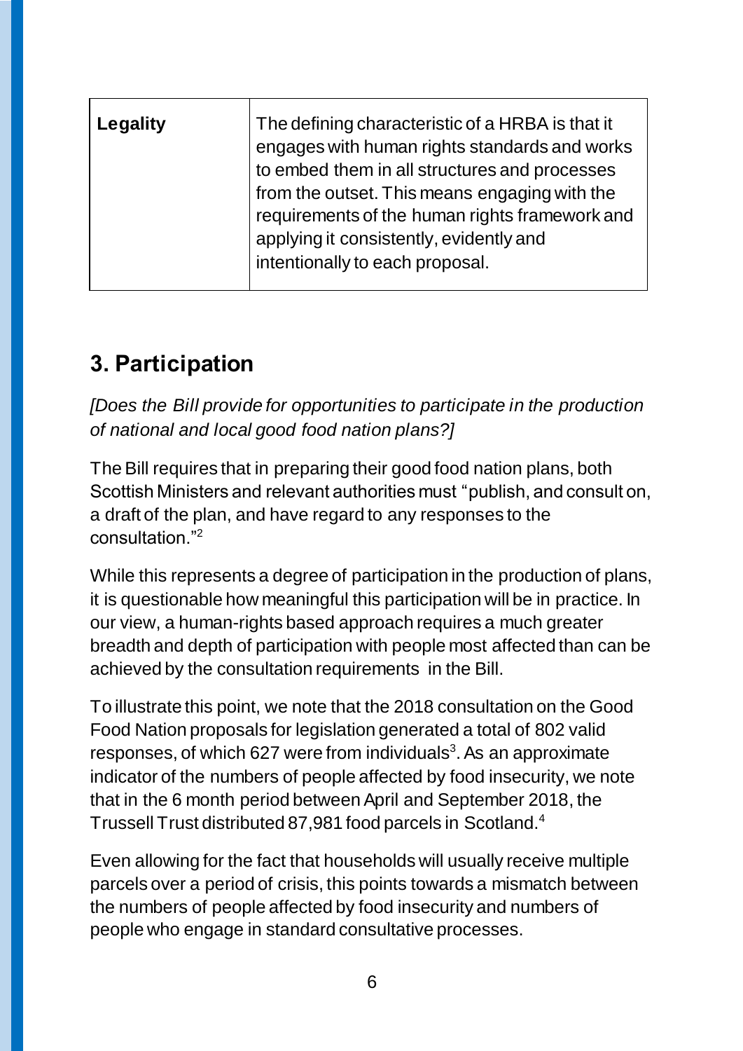| Legality | The defining characteristic of a HRBA is that it engages with human rights standards and works to embed them in all structures and processes from the outset. This means engaging with the requirements of the human rights framework and applying it consistently, evidently and intentionally to each proposal. |
| --- | --- |

## 3. Participation

*[Does the Bill provide for opportunities to participate in the production of national and local good food nation plans?]*

The Bill requires that in preparing their good food nation plans, both Scottish Ministers and relevant authorities must "publish, and consult on, a draft of the plan, and have regard to any responses to the consultation."[2]

While this represents a degree of participation in the production of plans, it is questionable how meaningful this participation will be in practice. In our view, a human-rights based approach requires a much greater breadth and depth of participation with people most affected than can be achieved by the consultation requirements in the Bill.

To illustrate this point, we note that the 2018 consultation on the Good Food Nation proposals for legislation generated a total of 802 valid responses, of which 627 were from individuals[3]. As an approximate indicator of the numbers of people affected by food insecurity, we note that in the 6 month period between April and September 2018, the Trussell Trust distributed 87,981 food parcels in Scotland.[4]

Even allowing for the fact that households will usually receive multiple parcels over a period of crisis, this points towards a mismatch between the numbers of people affected by food insecurity and numbers of people who engage in standard consultative processes.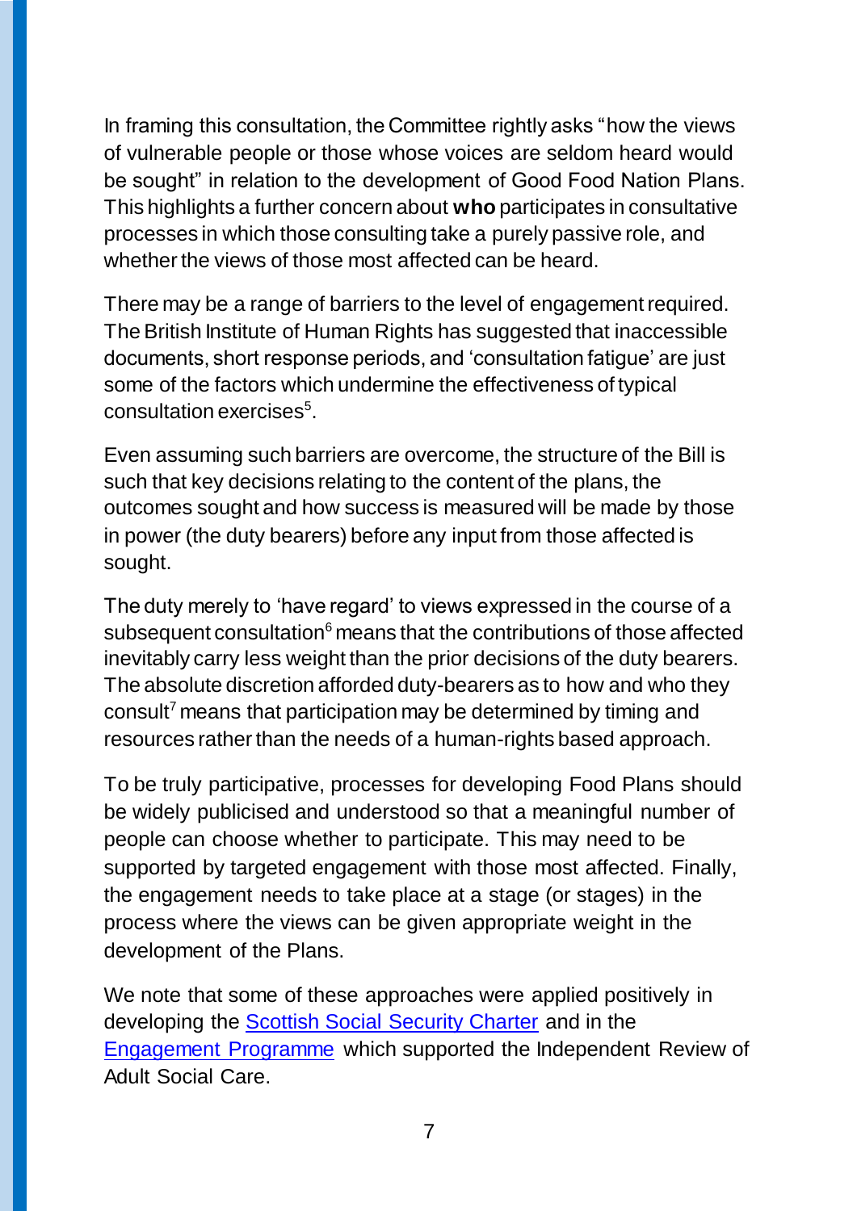In framing this consultation, the Committee rightly asks "how the views of vulnerable people or those whose voices are seldom heard would be sought" in relation to the development of Good Food Nation Plans. This highlights a further concern about **who** participates in consultative processes in which those consulting take a purely passive role, and whether the views of those most affected can be heard.

There may be a range of barriers to the level of engagement required. The British Institute of Human Rights has suggested that inaccessible documents, short response periods, and 'consultation fatigue' are just some of the factors which undermine the effectiveness of typical consultation exercises[5].

Even assuming such barriers are overcome, the structure of the Bill is such that key decisions relating to the content of the plans, the outcomes sought and how success is measured will be made by those in power (the duty bearers) before any input from those affected is sought.

The duty merely to 'have regard' to views expressed in the course of a subsequent consultation[6] means that the contributions of those affected inevitably carry less weight than the prior decisions of the duty bearers. The absolute discretion afforded duty-bearers as to how and who they consult[7] means that participation may be determined by timing and resources rather than the needs of a human-rights based approach.

To be truly participative, processes for developing Food Plans should be widely publicised and understood so that a meaningful number of people can choose whether to participate. This may need to be supported by targeted engagement with those most affected. Finally, the engagement needs to take place at a stage (or stages) in the process where the views can be given appropriate weight in the development of the Plans.

We note that some of these approaches were applied positively in developing the Scottish Social Security Charter and in the Engagement Programme which supported the Independent Review of Adult Social Care.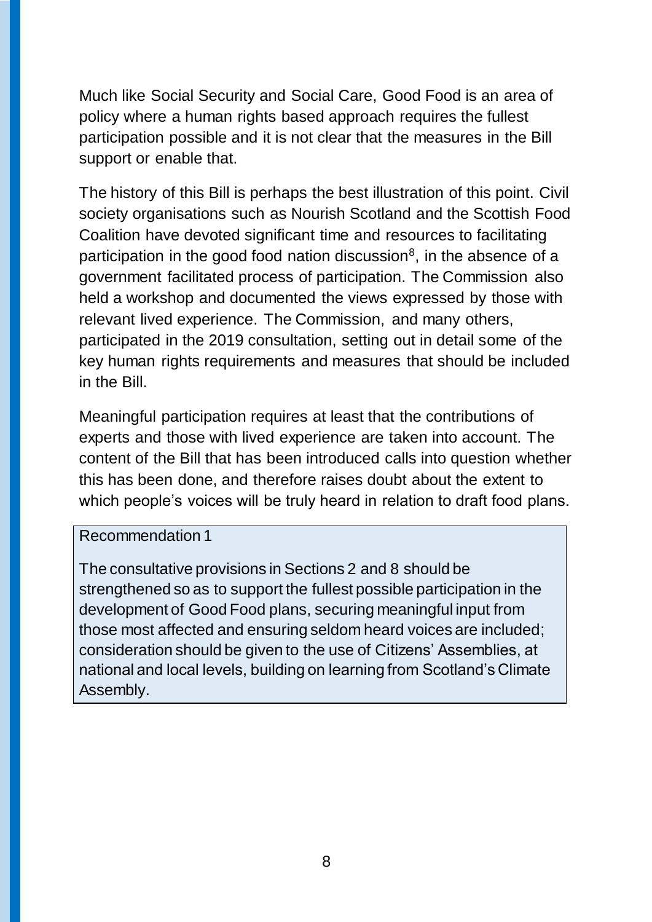Much like Social Security and Social Care, Good Food is an area of policy where a human rights based approach requires the fullest participation possible and it is not clear that the measures in the Bill support or enable that.

The history of this Bill is perhaps the best illustration of this point. Civil society organisations such as Nourish Scotland and the Scottish Food Coalition have devoted significant time and resources to facilitating participation in the good food nation discussion[8], in the absence of a government facilitated process of participation. The Commission also held a workshop and documented the views expressed by those with relevant lived experience. The Commission, and many others, participated in the 2019 consultation, setting out in detail some of the key human rights requirements and measures that should be included in the Bill.

Meaningful participation requires at least that the contributions of experts and those with lived experience are taken into account. The content of the Bill that has been introduced calls into question whether this has been done, and therefore raises doubt about the extent to which people's voices will be truly heard in relation to draft food plans.

> Recommendation 1
>
> The consultative provisions in Sections 2 and 8 should be strengthened so as to support the fullest possible participation in the development of Good Food plans, securing meaningful input from those most affected and ensuring seldom heard voices are included; consideration should be given to the use of Citizens' Assemblies, at national and local levels, building on learning from Scotland's Climate Assembly.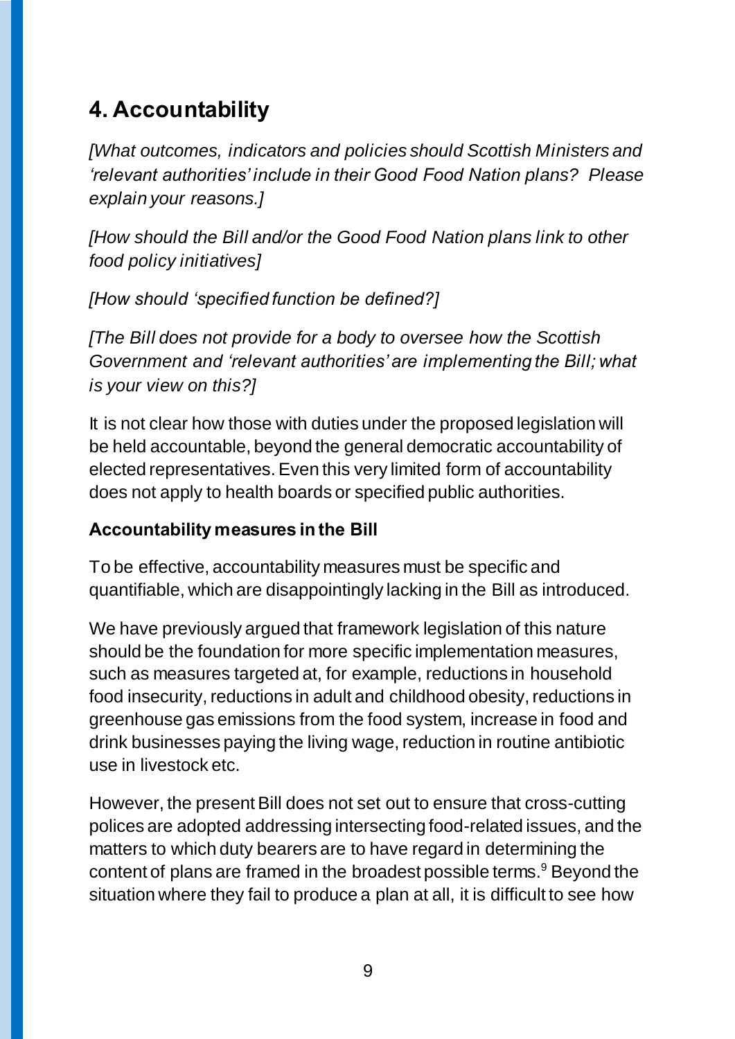## 4. Accountability

*[What outcomes, indicators and policies should Scottish Ministers and 'relevant authorities' include in their Good Food Nation plans? Please explain your reasons.]*

*[How should the Bill and/or the Good Food Nation plans link to other food policy initiatives]*

*[How should 'specified function be defined?]*

*[The Bill does not provide for a body to oversee how the Scottish Government and 'relevant authorities' are implementing the Bill; what is your view on this?]*

It is not clear how those with duties under the proposed legislation will be held accountable, beyond the general democratic accountability of elected representatives. Even this very limited form of accountability does not apply to health boards or specified public authorities.

**Accountability measures in the Bill**

To be effective, accountability measures must be specific and quantifiable, which are disappointingly lacking in the Bill as introduced.

We have previously argued that framework legislation of this nature should be the foundation for more specific implementation measures, such as measures targeted at, for example, reductions in household food insecurity, reductions in adult and childhood obesity, reductions in greenhouse gas emissions from the food system, increase in food and drink businesses paying the living wage, reduction in routine antibiotic use in livestock etc.

However, the present Bill does not set out to ensure that cross-cutting polices are adopted addressing intersecting food-related issues, and the matters to which duty bearers are to have regard in determining the content of plans are framed in the broadest possible terms.[9] Beyond the situation where they fail to produce a plan at all, it is difficult to see how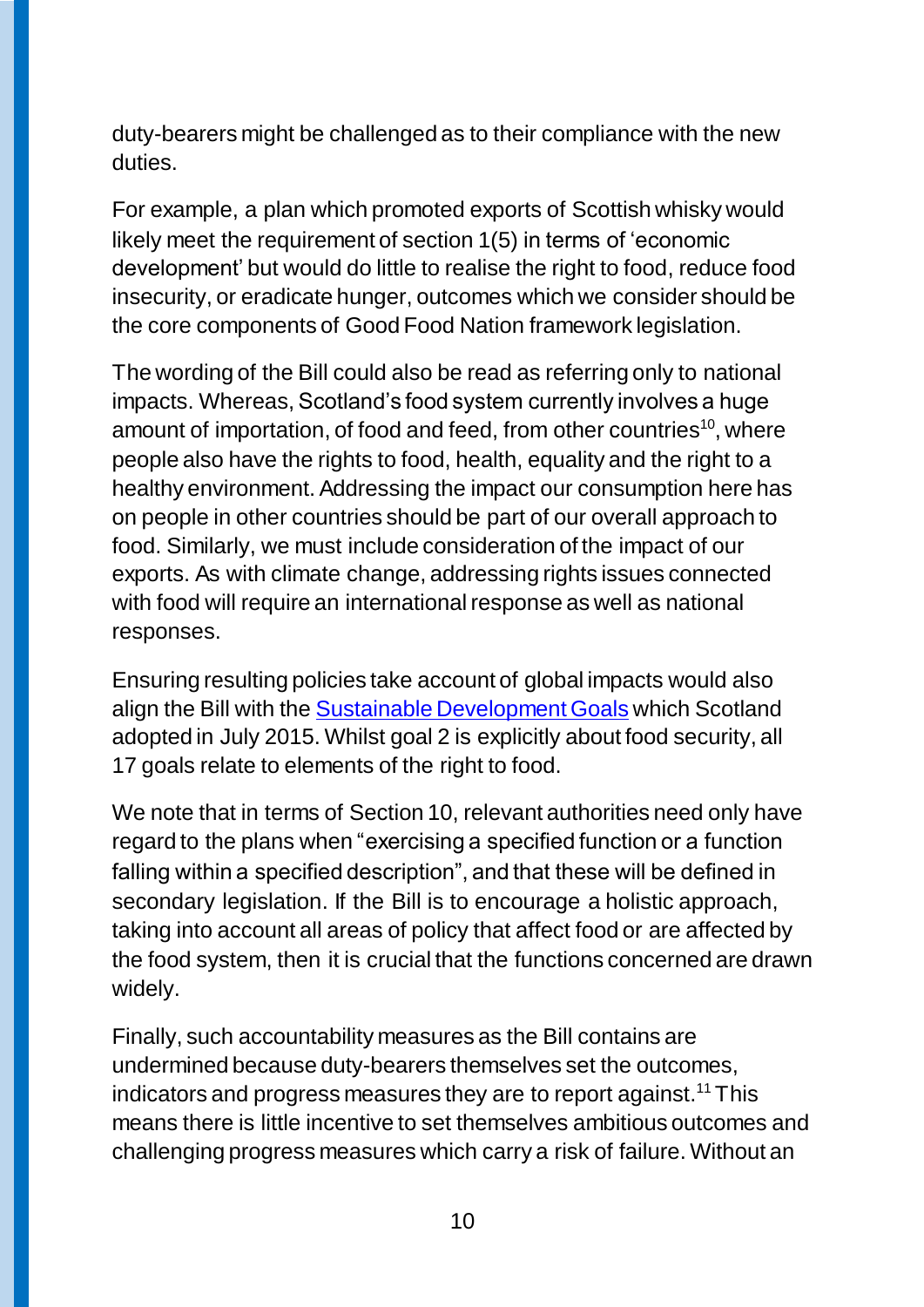duty-bearers might be challenged as to their compliance with the new duties.

For example, a plan which promoted exports of Scottish whisky would likely meet the requirement of section 1(5) in terms of 'economic development' but would do little to realise the right to food, reduce food insecurity, or eradicate hunger, outcomes which we consider should be the core components of Good Food Nation framework legislation.

The wording of the Bill could also be read as referring only to national impacts. Whereas, Scotland's food system currently involves a huge amount of importation, of food and feed, from other countries[10], where people also have the rights to food, health, equality and the right to a healthy environment. Addressing the impact our consumption here has on people in other countries should be part of our overall approach to food. Similarly, we must include consideration of the impact of our exports. As with climate change, addressing rights issues connected with food will require an international response as well as national responses.

Ensuring resulting policies take account of global impacts would also align the Bill with the [Sustainable Development Goals] which Scotland adopted in July 2015. Whilst goal 2 is explicitly about food security, all 17 goals relate to elements of the right to food.

We note that in terms of Section 10, relevant authorities need only have regard to the plans when "exercising a specified function or a function falling within a specified description", and that these will be defined in secondary legislation. If the Bill is to encourage a holistic approach, taking into account all areas of policy that affect food or are affected by the food system, then it is crucial that the functions concerned are drawn widely.

Finally, such accountability measures as the Bill contains are undermined because duty-bearers themselves set the outcomes, indicators and progress measures they are to report against.[11] This means there is little incentive to set themselves ambitious outcomes and challenging progress measures which carry a risk of failure. Without an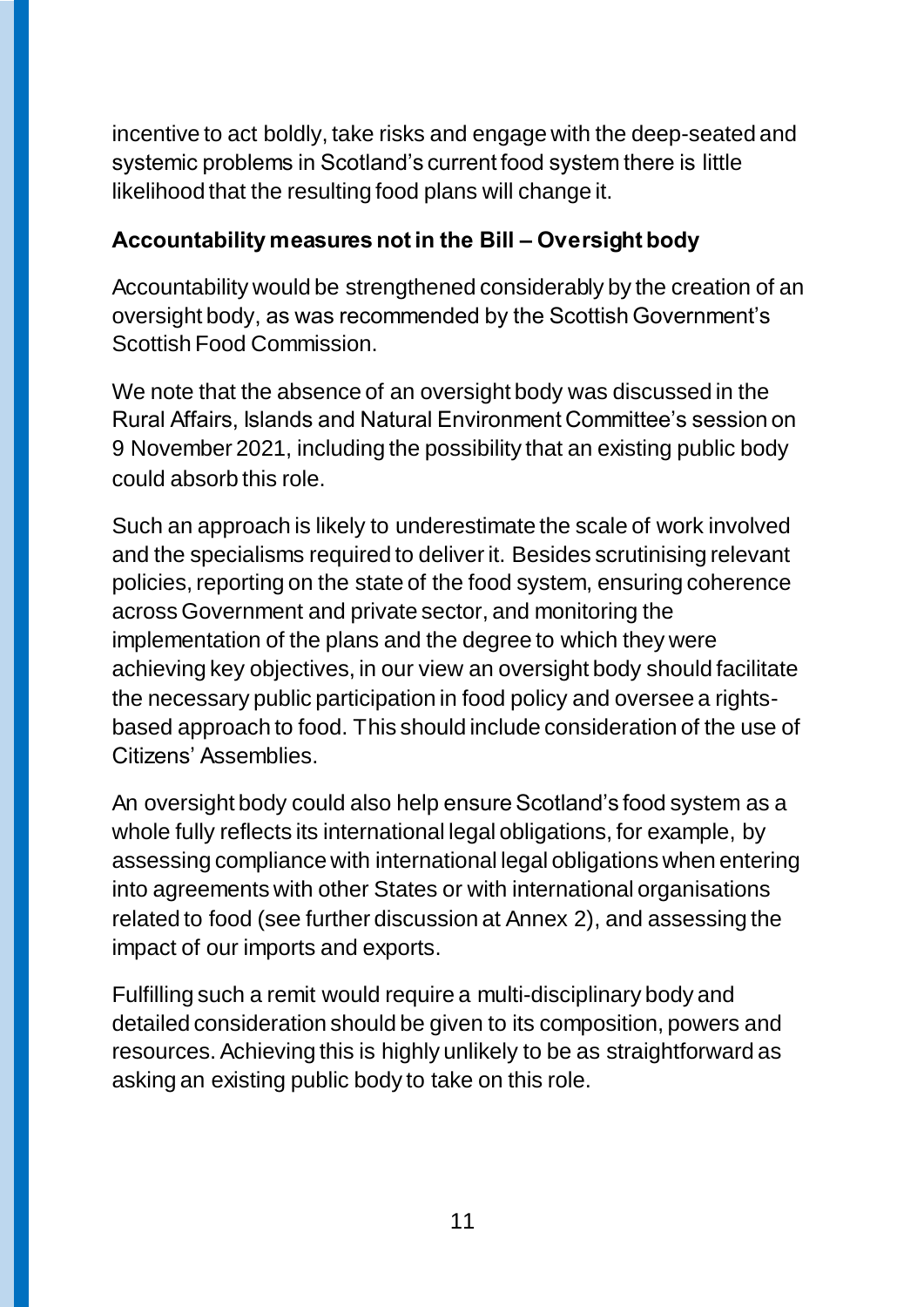incentive to act boldly, take risks and engage with the deep-seated and systemic problems in Scotland's current food system there is little likelihood that the resulting food plans will change it.

**Accountability measures not in the Bill – Oversight body**

Accountability would be strengthened considerably by the creation of an oversight body, as was recommended by the Scottish Government's Scottish Food Commission.

We note that the absence of an oversight body was discussed in the Rural Affairs, Islands and Natural Environment Committee's session on 9 November 2021, including the possibility that an existing public body could absorb this role.

Such an approach is likely to underestimate the scale of work involved and the specialisms required to deliver it. Besides scrutinising relevant policies, reporting on the state of the food system, ensuring coherence across Government and private sector, and monitoring the implementation of the plans and the degree to which they were achieving key objectives, in our view an oversight body should facilitate the necessary public participation in food policy and oversee a rights-based approach to food. This should include consideration of the use of Citizens' Assemblies.

An oversight body could also help ensure Scotland's food system as a whole fully reflects its international legal obligations, for example, by assessing compliance with international legal obligations when entering into agreements with other States or with international organisations related to food (see further discussion at Annex 2), and assessing the impact of our imports and exports.

Fulfilling such a remit would require a multi-disciplinary body and detailed consideration should be given to its composition, powers and resources. Achieving this is highly unlikely to be as straightforward as asking an existing public body to take on this role.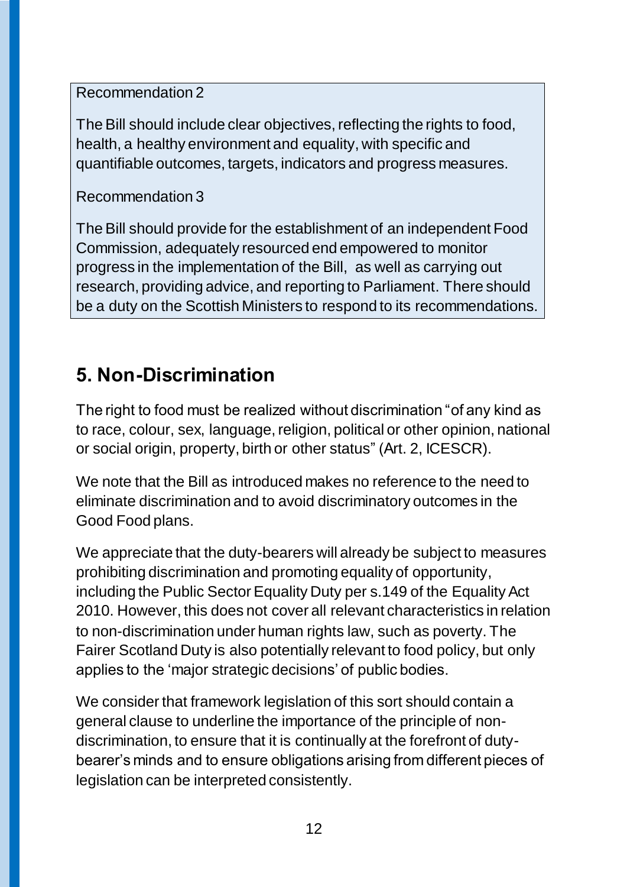Recommendation 2

The Bill should include clear objectives, reflecting the rights to food, health, a healthy environment and equality, with specific and quantifiable outcomes, targets, indicators and progress measures.

Recommendation 3

The Bill should provide for the establishment of an independent Food Commission, adequately resourced end empowered to monitor progress in the implementation of the Bill, as well as carrying out research, providing advice, and reporting to Parliament. There should be a duty on the Scottish Ministers to respond to its recommendations.

## 5. Non-Discrimination

The right to food must be realized without discrimination "of any kind as to race, colour, sex, language, religion, political or other opinion, national or social origin, property, birth or other status" (Art. 2, ICESCR).

We note that the Bill as introduced makes no reference to the need to eliminate discrimination and to avoid discriminatory outcomes in the Good Food plans.

We appreciate that the duty-bearers will already be subject to measures prohibiting discrimination and promoting equality of opportunity, including the Public Sector Equality Duty per s.149 of the Equality Act 2010. However, this does not cover all relevant characteristics in relation to non-discrimination under human rights law, such as poverty. The Fairer Scotland Duty is also potentially relevant to food policy, but only applies to the 'major strategic decisions' of public bodies.

We consider that framework legislation of this sort should contain a general clause to underline the importance of the principle of non-discrimination, to ensure that it is continually at the forefront of duty-bearer's minds and to ensure obligations arising from different pieces of legislation can be interpreted consistently.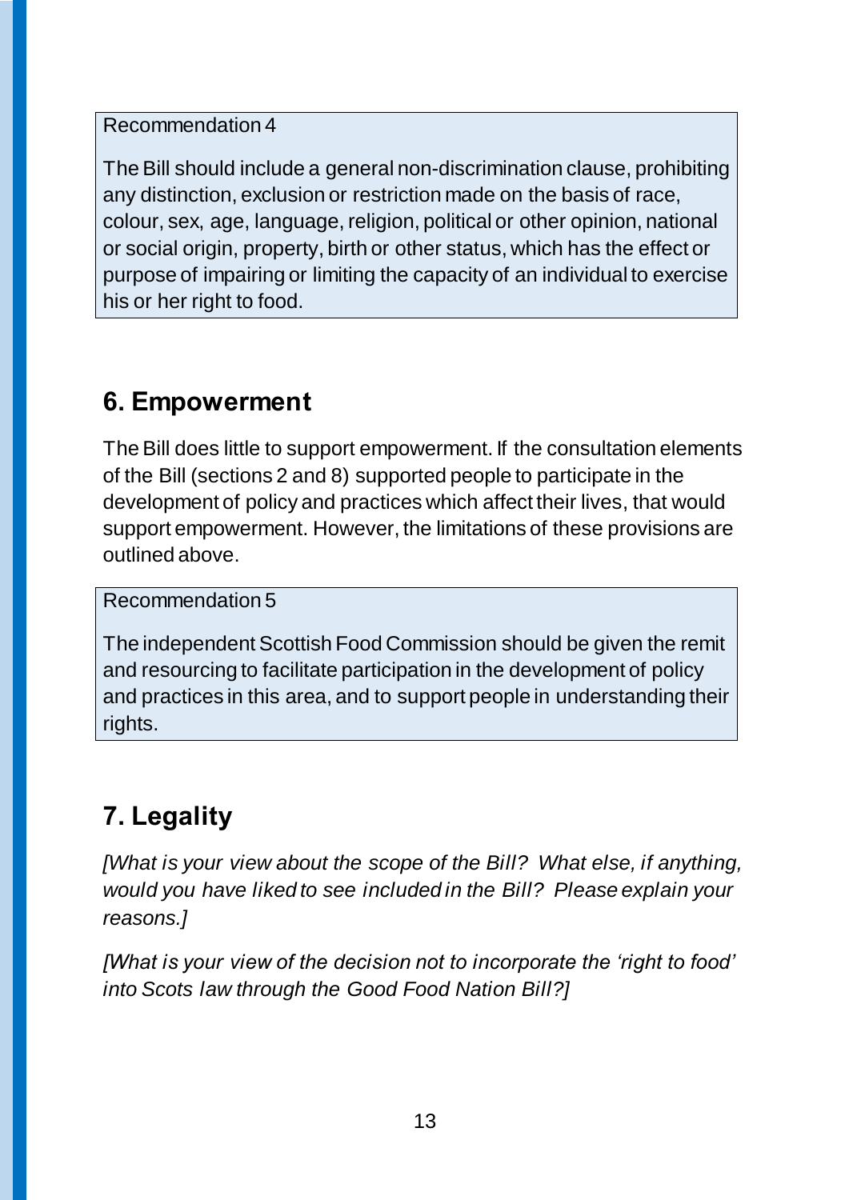> Recommendation 4
>
> The Bill should include a general non-discrimination clause, prohibiting any distinction, exclusion or restriction made on the basis of race, colour, sex, age, language, religion, political or other opinion, national or social origin, property, birth or other status, which has the effect or purpose of impairing or limiting the capacity of an individual to exercise his or her right to food.

## 6. Empowerment

The Bill does little to support empowerment. If the consultation elements of the Bill (sections 2 and 8) supported people to participate in the development of policy and practices which affect their lives, that would support empowerment. However, the limitations of these provisions are outlined above.

> Recommendation 5
>
> The independent Scottish Food Commission should be given the remit and resourcing to facilitate participation in the development of policy and practices in this area, and to support people in understanding their rights.

## 7. Legality

*[What is your view about the scope of the Bill? What else, if anything, would you have liked to see included in the Bill? Please explain your reasons.]*

*[What is your view of the decision not to incorporate the 'right to food' into Scots law through the Good Food Nation Bill?]*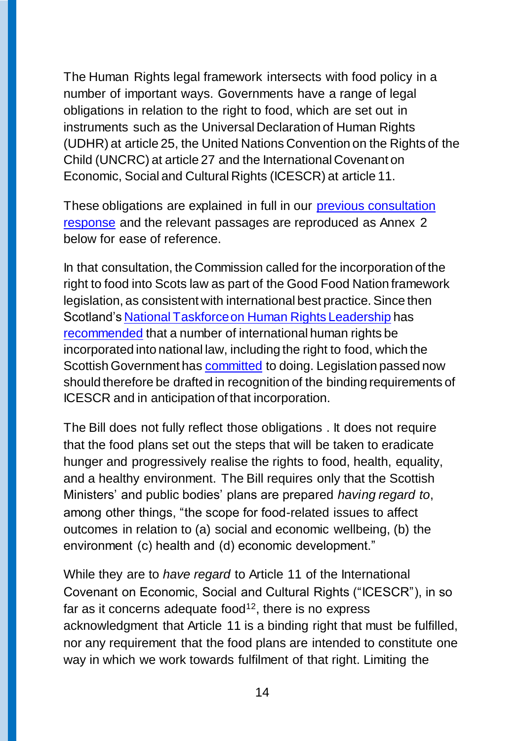The Human Rights legal framework intersects with food policy in a number of important ways. Governments have a range of legal obligations in relation to the right to food, which are set out in instruments such as the Universal Declaration of Human Rights (UDHR) at article 25, the United Nations Convention on the Rights of the Child (UNCRC) at article 27 and the International Covenant on Economic, Social and Cultural Rights (ICESCR) at article 11.

These obligations are explained in full in our [previous consultation response]() and the relevant passages are reproduced as Annex 2 below for ease of reference.

In that consultation, the Commission called for the incorporation of the right to food into Scots law as part of the Good Food Nation framework legislation, as consistent with international best practice. Since then Scotland's [National Taskforce on Human Rights Leadership]() has [recommended]() that a number of international human rights be incorporated into national law, including the right to food, which the Scottish Government has [committed]() to doing. Legislation passed now should therefore be drafted in recognition of the binding requirements of ICESCR and in anticipation of that incorporation.

The Bill does not fully reflect those obligations . It does not require that the food plans set out the steps that will be taken to eradicate hunger and progressively realise the rights to food, health, equality, and a healthy environment. The Bill requires only that the Scottish Ministers' and public bodies' plans are prepared *having regard to*, among other things, "the scope for food-related issues to affect outcomes in relation to (a) social and economic wellbeing, (b) the environment (c) health and (d) economic development."

While they are to *have regard* to Article 11 of the International Covenant on Economic, Social and Cultural Rights ("ICESCR"), in so far as it concerns adequate food[12], there is no express acknowledgment that Article 11 is a binding right that must be fulfilled, nor any requirement that the food plans are intended to constitute one way in which we work towards fulfilment of that right. Limiting the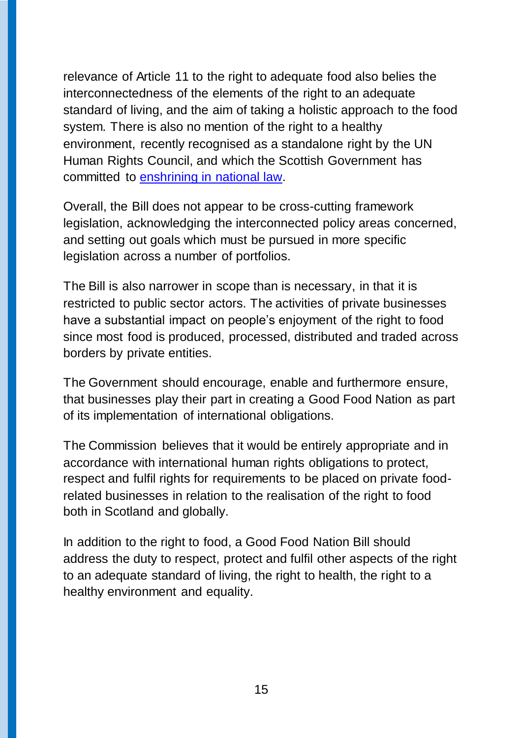relevance of Article 11 to the right to adequate food also belies the interconnectedness of the elements of the right to an adequate standard of living, and the aim of taking a holistic approach to the food system. There is also no mention of the right to a healthy environment, recently recognised as a standalone right by the UN Human Rights Council, and which the Scottish Government has committed to [enshrining in national law](#).

Overall, the Bill does not appear to be cross-cutting framework legislation, acknowledging the interconnected policy areas concerned, and setting out goals which must be pursued in more specific legislation across a number of portfolios.

The Bill is also narrower in scope than is necessary, in that it is restricted to public sector actors. The activities of private businesses have a substantial impact on people's enjoyment of the right to food since most food is produced, processed, distributed and traded across borders by private entities.

The Government should encourage, enable and furthermore ensure, that businesses play their part in creating a Good Food Nation as part of its implementation of international obligations.

The Commission believes that it would be entirely appropriate and in accordance with international human rights obligations to protect, respect and fulfil rights for requirements to be placed on private food-related businesses in relation to the realisation of the right to food both in Scotland and globally.

In addition to the right to food, a Good Food Nation Bill should address the duty to respect, protect and fulfil other aspects of the right to an adequate standard of living, the right to health, the right to a healthy environment and equality.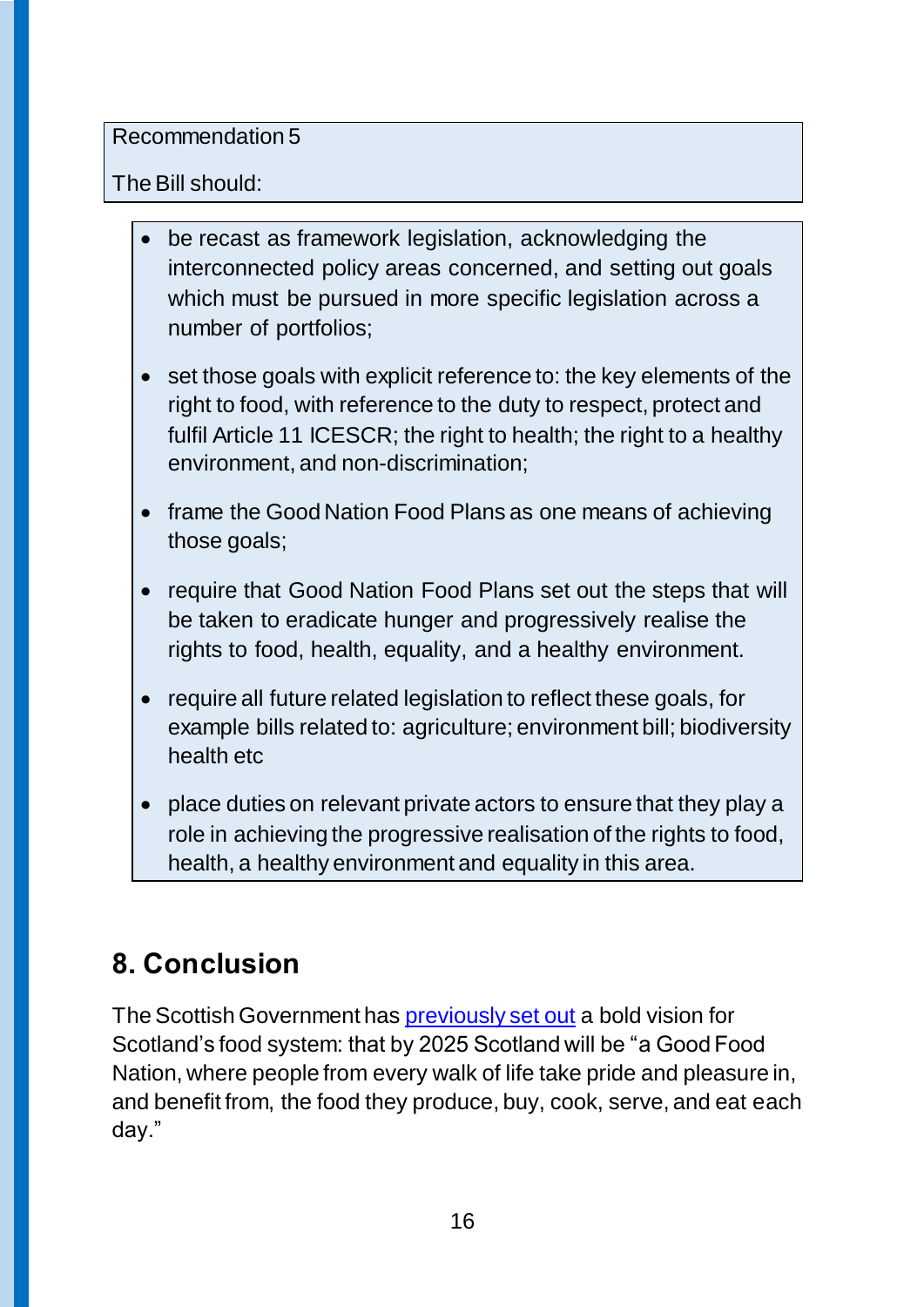Recommendation 5

The Bill should:

- be recast as framework legislation, acknowledging the interconnected policy areas concerned, and setting out goals which must be pursued in more specific legislation across a number of portfolios;
- set those goals with explicit reference to: the key elements of the right to food, with reference to the duty to respect, protect and fulfil Article 11 ICESCR; the right to health; the right to a healthy environment, and non-discrimination;
- frame the Good Nation Food Plans as one means of achieving those goals;
- require that Good Nation Food Plans set out the steps that will be taken to eradicate hunger and progressively realise the rights to food, health, equality, and a healthy environment.
- require all future related legislation to reflect these goals, for example bills related to: agriculture; environment bill; biodiversity health etc
- place duties on relevant private actors to ensure that they play a role in achieving the progressive realisation of the rights to food, health, a healthy environment and equality in this area.

## 8. Conclusion

The Scottish Government has [previously set out] a bold vision for Scotland's food system: that by 2025 Scotland will be "a Good Food Nation, where people from every walk of life take pride and pleasure in, and benefit from, the food they produce, buy, cook, serve, and eat each day."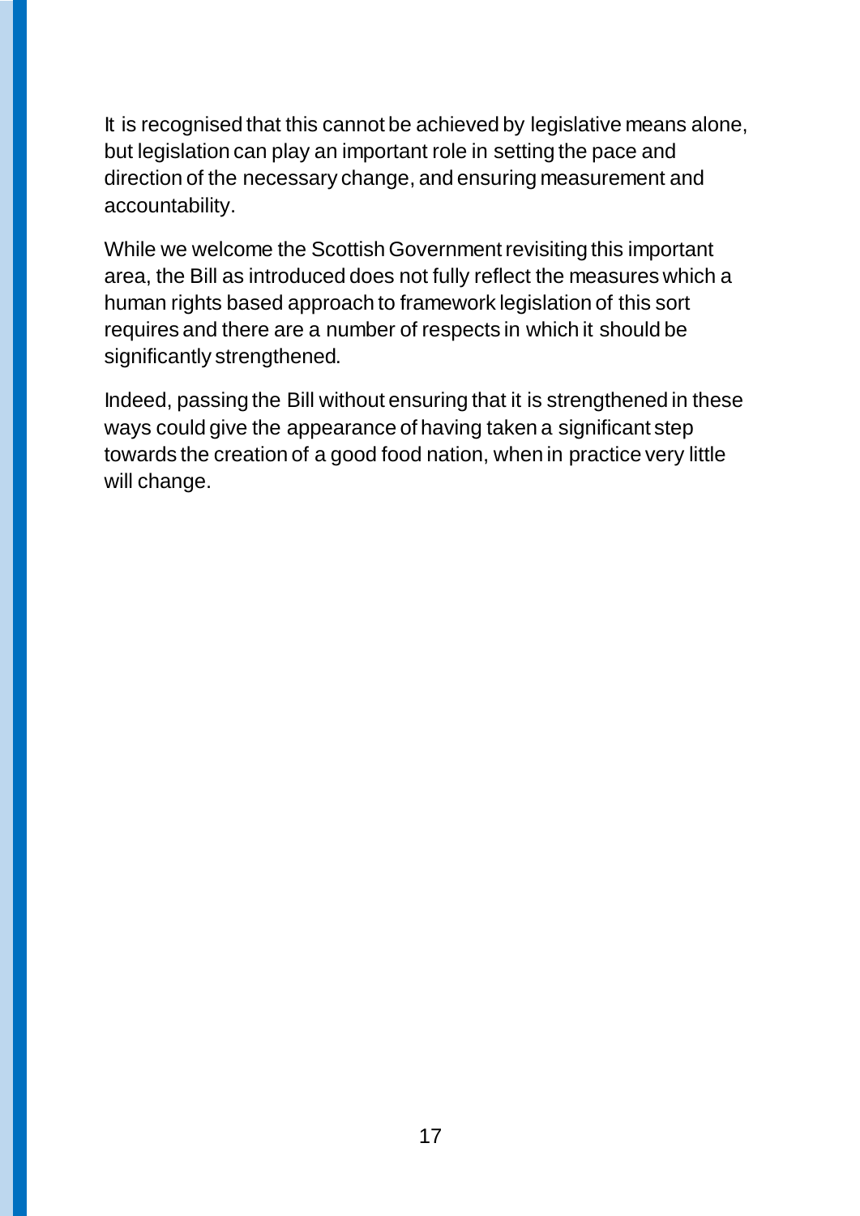It is recognised that this cannot be achieved by legislative means alone, but legislation can play an important role in setting the pace and direction of the necessary change, and ensuring measurement and accountability.

While we welcome the Scottish Government revisiting this important area, the Bill as introduced does not fully reflect the measures which a human rights based approach to framework legislation of this sort requires and there are a number of respects in which it should be significantly strengthened.

Indeed, passing the Bill without ensuring that it is strengthened in these ways could give the appearance of having taken a significant step towards the creation of a good food nation, when in practice very little will change.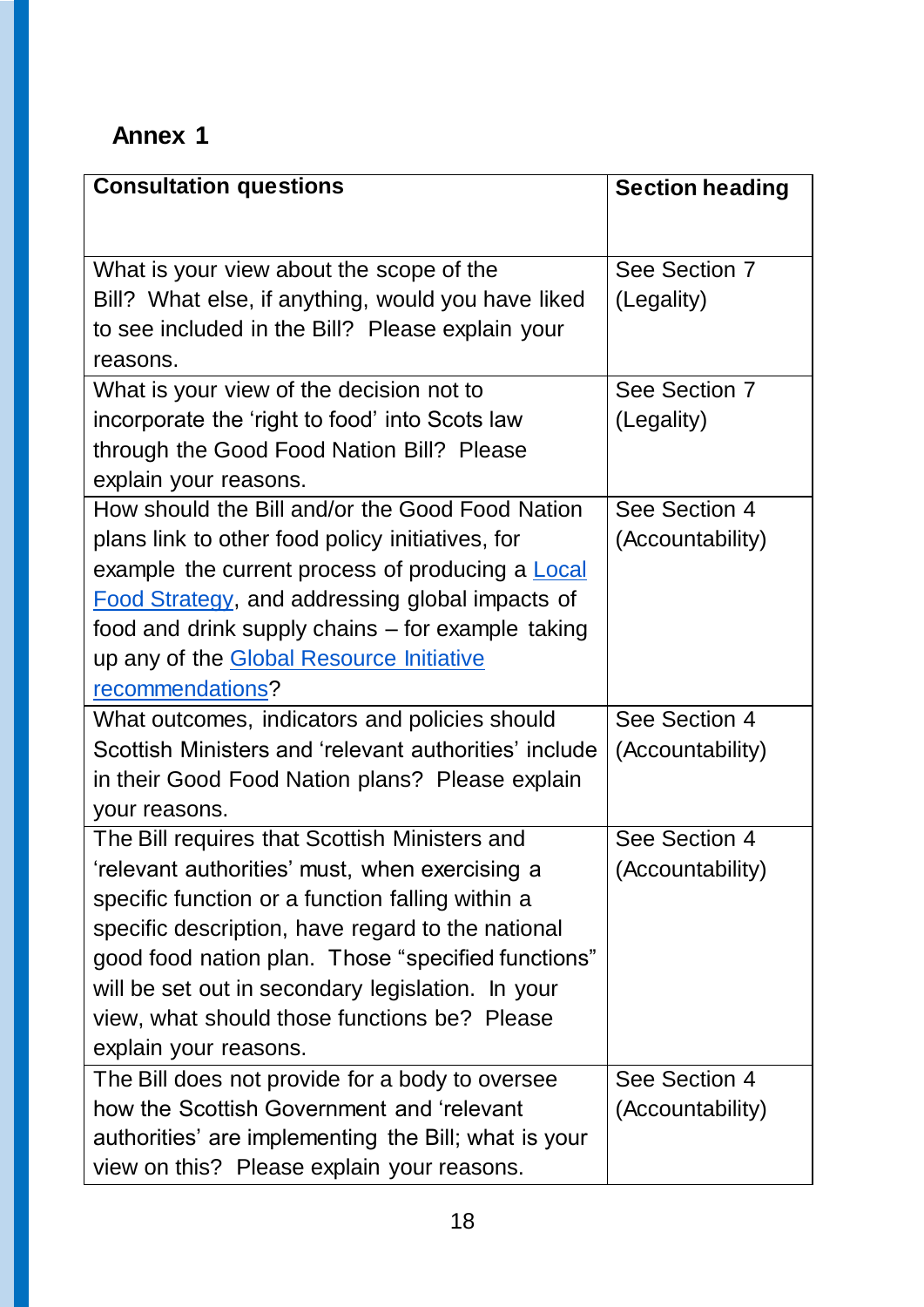## Annex 1

| Consultation questions | Section heading |
| --- | --- |
| What is your view about the scope of the Bill? What else, if anything, would you have liked to see included in the Bill? Please explain your reasons. | See Section 7 (Legality) |
| What is your view of the decision not to incorporate the 'right to food' into Scots law through the Good Food Nation Bill? Please explain your reasons. | See Section 7 (Legality) |
| How should the Bill and/or the Good Food Nation plans link to other food policy initiatives, for example the current process of producing a Local Food Strategy, and addressing global impacts of food and drink supply chains – for example taking up any of the Global Resource Initiative recommendations? | See Section 4 (Accountability) |
| What outcomes, indicators and policies should Scottish Ministers and 'relevant authorities' include in their Good Food Nation plans? Please explain your reasons. | See Section 4 (Accountability) |
| The Bill requires that Scottish Ministers and 'relevant authorities' must, when exercising a specific function or a function falling within a specific description, have regard to the national good food nation plan. Those "specified functions" will be set out in secondary legislation. In your view, what should those functions be? Please explain your reasons. | See Section 4 (Accountability) |
| The Bill does not provide for a body to oversee how the Scottish Government and 'relevant authorities' are implementing the Bill; what is your view on this? Please explain your reasons. | See Section 4 (Accountability) |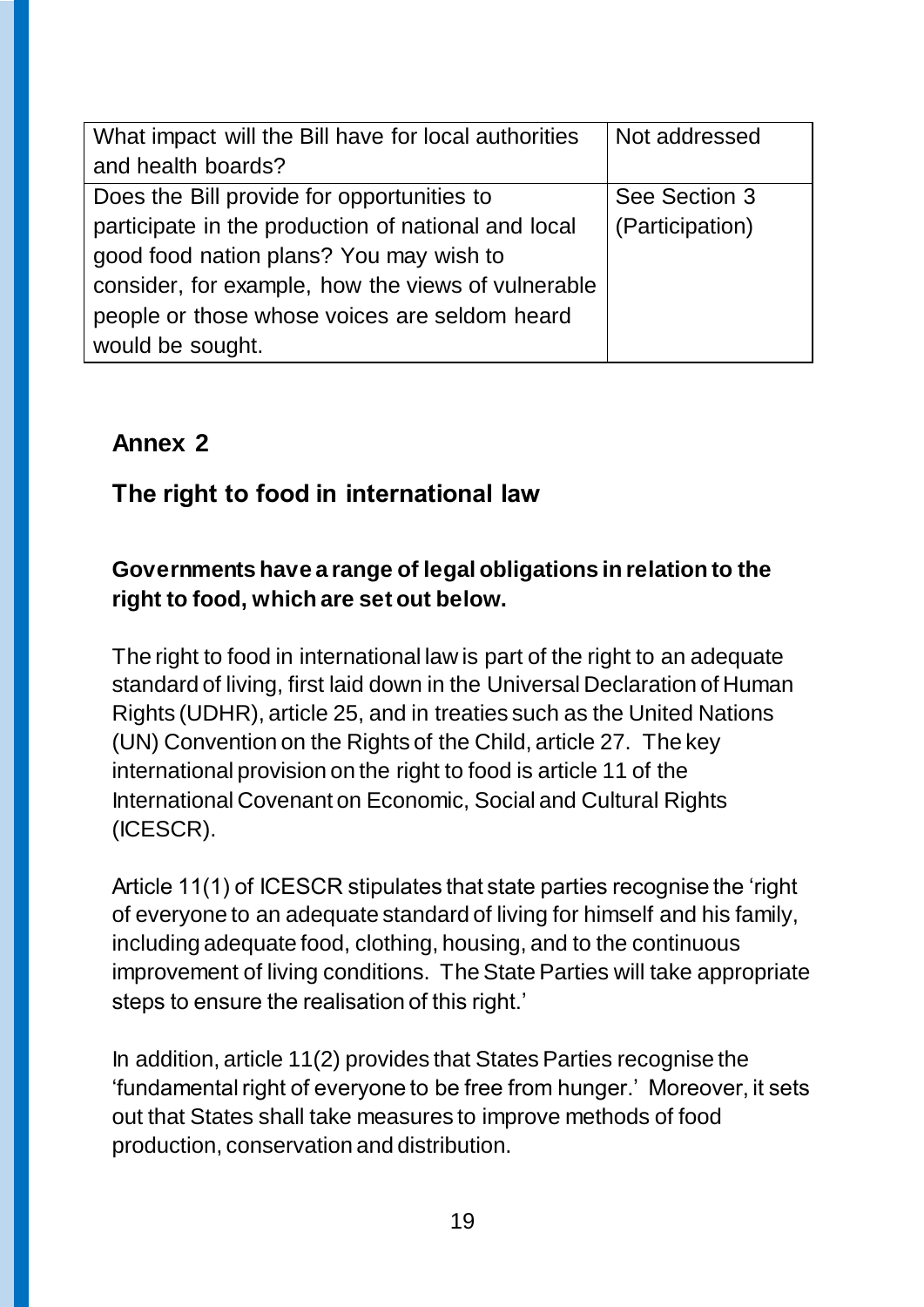| What impact will the Bill have for local authorities and health boards? | Not addressed |
| --- | --- |
| Does the Bill provide for opportunities to participate in the production of national and local good food nation plans? You may wish to consider, for example, how the views of vulnerable people or those whose voices are seldom heard would be sought. | See Section 3 (Participation) |

## Annex 2

## The right to food in international law

**Governments have a range of legal obligations in relation to the right to food, which are set out below.**

The right to food in international law is part of the right to an adequate standard of living, first laid down in the Universal Declaration of Human Rights (UDHR), article 25, and in treaties such as the United Nations (UN) Convention on the Rights of the Child, article 27. The key international provision on the right to food is article 11 of the International Covenant on Economic, Social and Cultural Rights (ICESCR).

Article 11(1) of ICESCR stipulates that state parties recognise the 'right of everyone to an adequate standard of living for himself and his family, including adequate food, clothing, housing, and to the continuous improvement of living conditions. The State Parties will take appropriate steps to ensure the realisation of this right.'

In addition, article 11(2) provides that States Parties recognise the 'fundamental right of everyone to be free from hunger.' Moreover, it sets out that States shall take measures to improve methods of food production, conservation and distribution.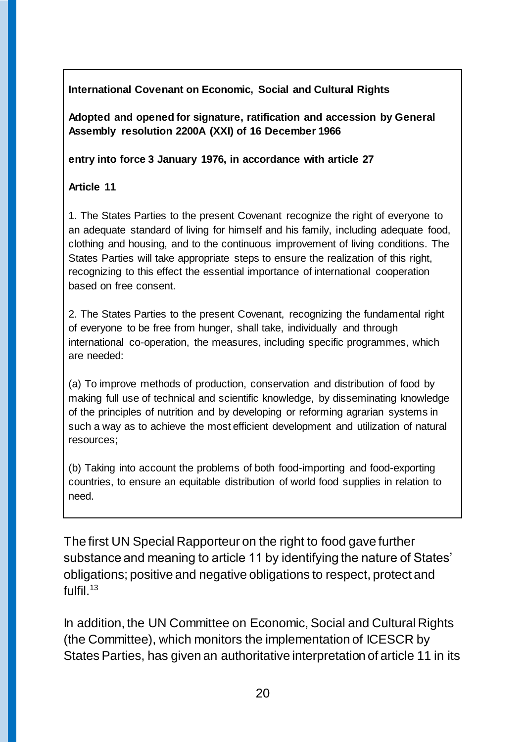**International Covenant on Economic, Social and Cultural Rights**

**Adopted and opened for signature, ratification and accession by General Assembly resolution 2200A (XXI) of 16 December 1966**

**entry into force 3 January 1976, in accordance with article 27**

**Article 11**

1. The States Parties to the present Covenant recognize the right of everyone to an adequate standard of living for himself and his family, including adequate food, clothing and housing, and to the continuous improvement of living conditions. The States Parties will take appropriate steps to ensure the realization of this right, recognizing to this effect the essential importance of international cooperation based on free consent.

2. The States Parties to the present Covenant, recognizing the fundamental right of everyone to be free from hunger, shall take, individually and through international co-operation, the measures, including specific programmes, which are needed:

(a) To improve methods of production, conservation and distribution of food by making full use of technical and scientific knowledge, by disseminating knowledge of the principles of nutrition and by developing or reforming agrarian systems in such a way as to achieve the most efficient development and utilization of natural resources;

(b) Taking into account the problems of both food-importing and food-exporting countries, to ensure an equitable distribution of world food supplies in relation to need.

The first UN Special Rapporteur on the right to food gave further substance and meaning to article 11 by identifying the nature of States' obligations; positive and negative obligations to respect, protect and fulfil.[13]

In addition, the UN Committee on Economic, Social and Cultural Rights (the Committee), which monitors the implementation of ICESCR by States Parties, has given an authoritative interpretation of article 11 in its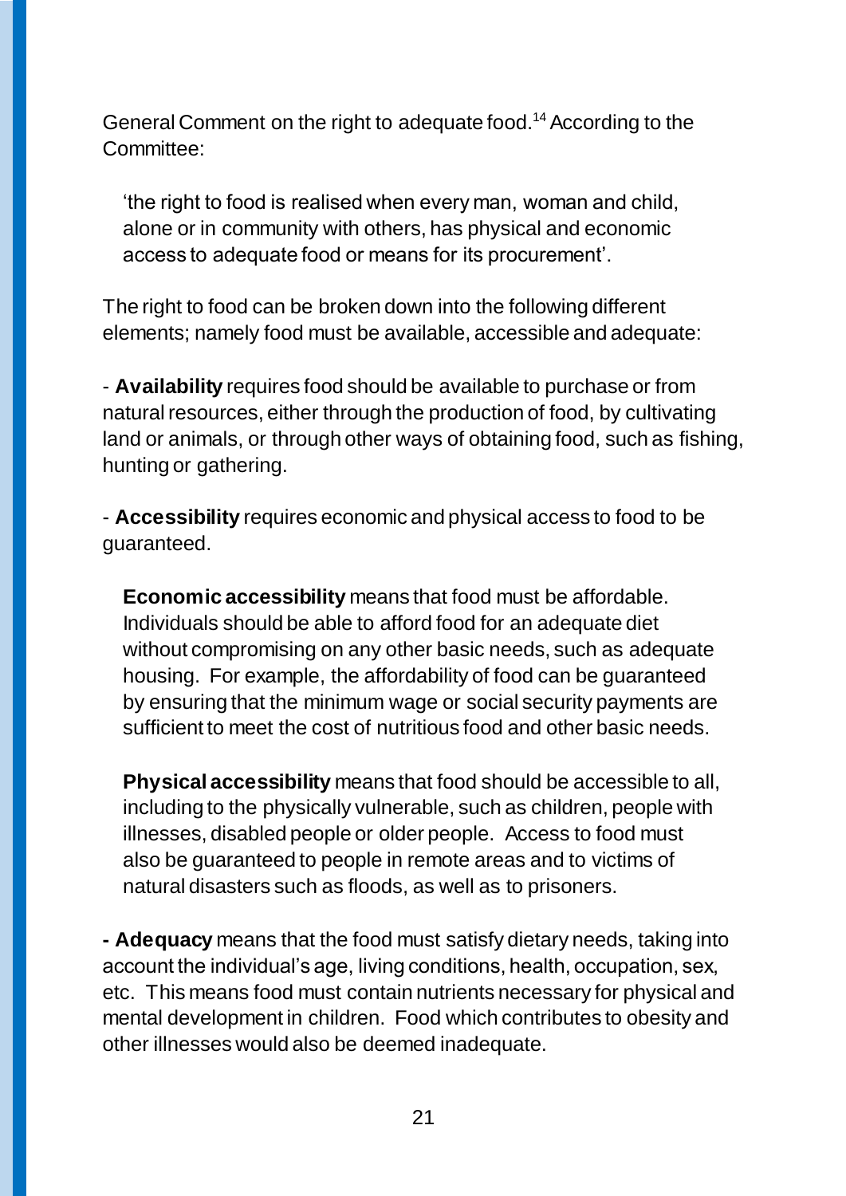General Comment on the right to adequate food.[14] According to the Committee:

> 'the right to food is realised when every man, woman and child, alone or in community with others, has physical and economic access to adequate food or means for its procurement'.

The right to food can be broken down into the following different elements; namely food must be available, accessible and adequate:

- **Availability** requires food should be available to purchase or from natural resources, either through the production of food, by cultivating land or animals, or through other ways of obtaining food, such as fishing, hunting or gathering.

- **Accessibility** requires economic and physical access to food to be guaranteed.

  **Economic accessibility** means that food must be affordable. Individuals should be able to afford food for an adequate diet without compromising on any other basic needs, such as adequate housing. For example, the affordability of food can be guaranteed by ensuring that the minimum wage or social security payments are sufficient to meet the cost of nutritious food and other basic needs.

  **Physical accessibility** means that food should be accessible to all, including to the physically vulnerable, such as children, people with illnesses, disabled people or older people. Access to food must also be guaranteed to people in remote areas and to victims of natural disasters such as floods, as well as to prisoners.

- **Adequacy** means that the food must satisfy dietary needs, taking into account the individual's age, living conditions, health, occupation, sex, etc. This means food must contain nutrients necessary for physical and mental development in children. Food which contributes to obesity and other illnesses would also be deemed inadequate.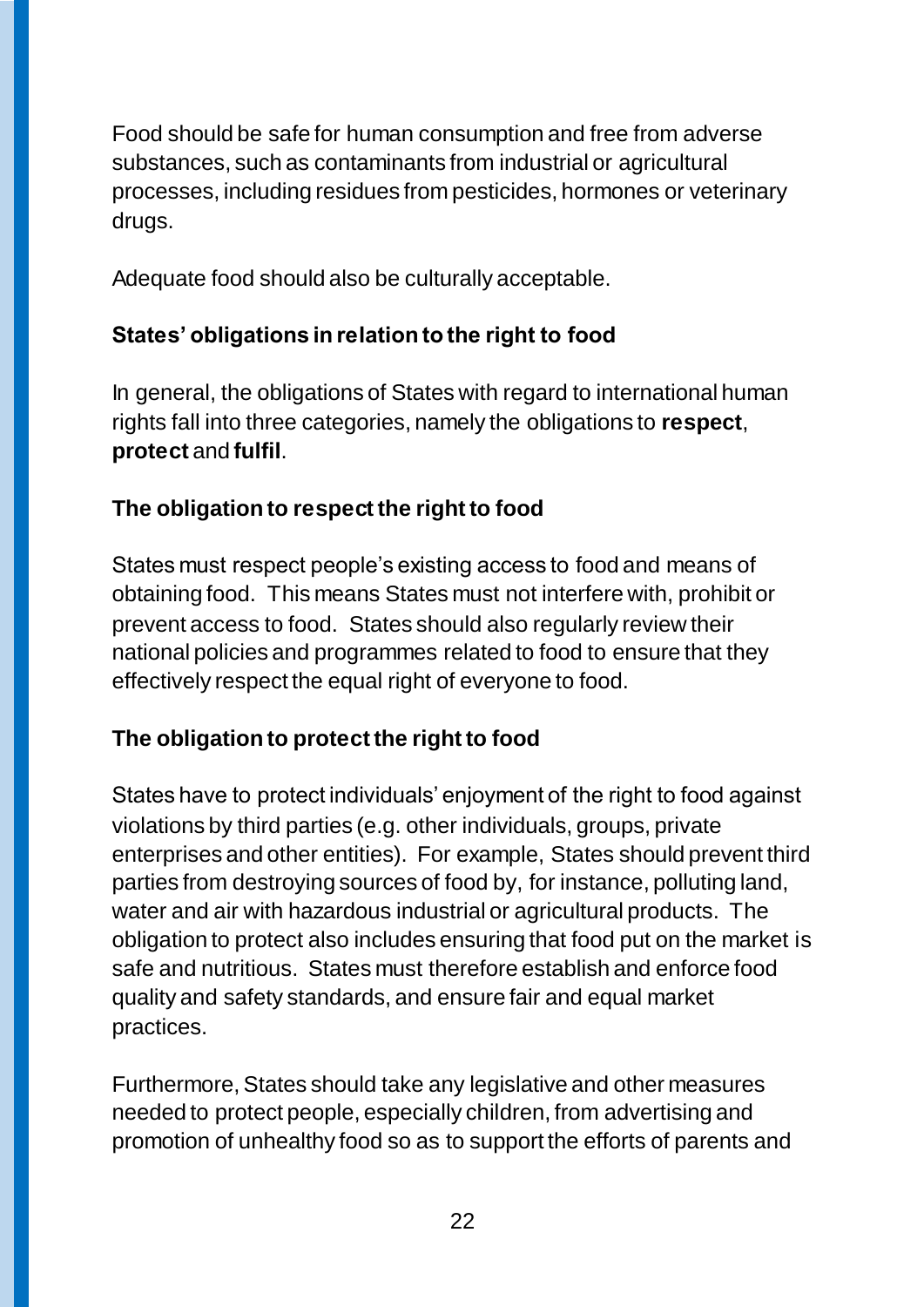Food should be safe for human consumption and free from adverse substances, such as contaminants from industrial or agricultural processes, including residues from pesticides, hormones or veterinary drugs.

Adequate food should also be culturally acceptable.

**States' obligations in relation to the right to food**

In general, the obligations of States with regard to international human rights fall into three categories, namely the obligations to **respect**, **protect** and **fulfil**.

**The obligation to respect the right to food**

States must respect people's existing access to food and means of obtaining food. This means States must not interfere with, prohibit or prevent access to food. States should also regularly review their national policies and programmes related to food to ensure that they effectively respect the equal right of everyone to food.

**The obligation to protect the right to food**

States have to protect individuals' enjoyment of the right to food against violations by third parties (e.g. other individuals, groups, private enterprises and other entities). For example, States should prevent third parties from destroying sources of food by, for instance, polluting land, water and air with hazardous industrial or agricultural products. The obligation to protect also includes ensuring that food put on the market is safe and nutritious. States must therefore establish and enforce food quality and safety standards, and ensure fair and equal market practices.

Furthermore, States should take any legislative and other measures needed to protect people, especially children, from advertising and promotion of unhealthy food so as to support the efforts of parents and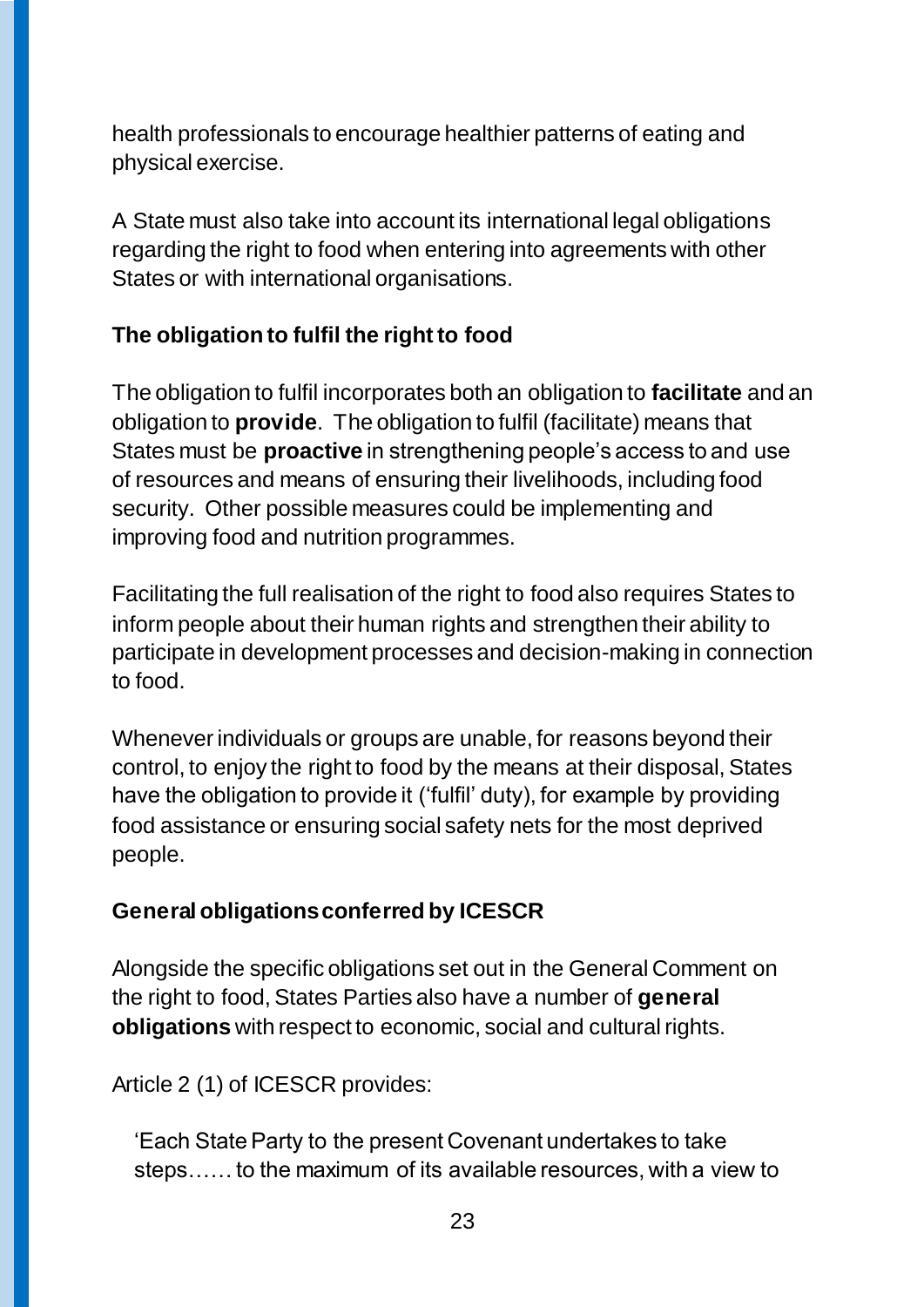health professionals to encourage healthier patterns of eating and physical exercise.

A State must also take into account its international legal obligations regarding the right to food when entering into agreements with other States or with international organisations.

### The obligation to fulfil the right to food

The obligation to fulfil incorporates both an obligation to **facilitate** and an obligation to **provide**. The obligation to fulfil (facilitate) means that States must be **proactive** in strengthening people's access to and use of resources and means of ensuring their livelihoods, including food security. Other possible measures could be implementing and improving food and nutrition programmes.

Facilitating the full realisation of the right to food also requires States to inform people about their human rights and strengthen their ability to participate in development processes and decision-making in connection to food.

Whenever individuals or groups are unable, for reasons beyond their control, to enjoy the right to food by the means at their disposal, States have the obligation to provide it ('fulfil' duty), for example by providing food assistance or ensuring social safety nets for the most deprived people.

### General obligations conferred by ICESCR

Alongside the specific obligations set out in the General Comment on the right to food, States Parties also have a number of **general obligations** with respect to economic, social and cultural rights.

Article 2 (1) of ICESCR provides:

> 'Each State Party to the present Covenant undertakes to take steps…… to the maximum of its available resources, with a view to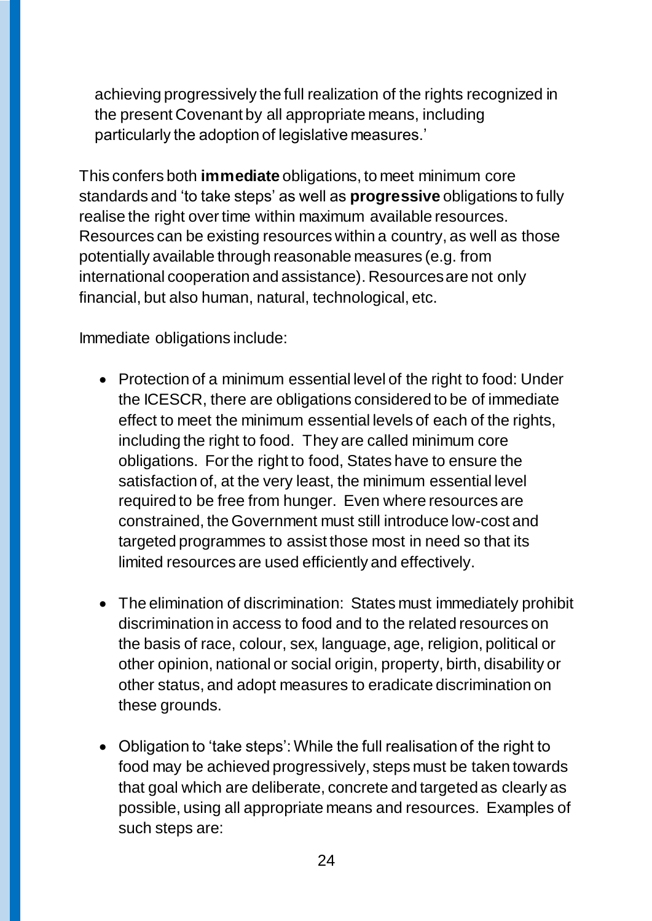achieving progressively the full realization of the rights recognized in the present Covenant by all appropriate means, including particularly the adoption of legislative measures.'

This confers both **immediate** obligations, to meet minimum core standards and 'to take steps' as well as **progressive** obligations to fully realise the right over time within maximum available resources. Resources can be existing resources within a country, as well as those potentially available through reasonable measures (e.g. from international cooperation and assistance). Resources are not only financial, but also human, natural, technological, etc.

Immediate obligations include:

- Protection of a minimum essential level of the right to food: Under the ICESCR, there are obligations considered to be of immediate effect to meet the minimum essential levels of each of the rights, including the right to food. They are called minimum core obligations. For the right to food, States have to ensure the satisfaction of, at the very least, the minimum essential level required to be free from hunger. Even where resources are constrained, the Government must still introduce low-cost and targeted programmes to assist those most in need so that its limited resources are used efficiently and effectively.

- The elimination of discrimination: States must immediately prohibit discrimination in access to food and to the related resources on the basis of race, colour, sex, language, age, religion, political or other opinion, national or social origin, property, birth, disability or other status, and adopt measures to eradicate discrimination on these grounds.

- Obligation to 'take steps': While the full realisation of the right to food may be achieved progressively, steps must be taken towards that goal which are deliberate, concrete and targeted as clearly as possible, using all appropriate means and resources. Examples of such steps are: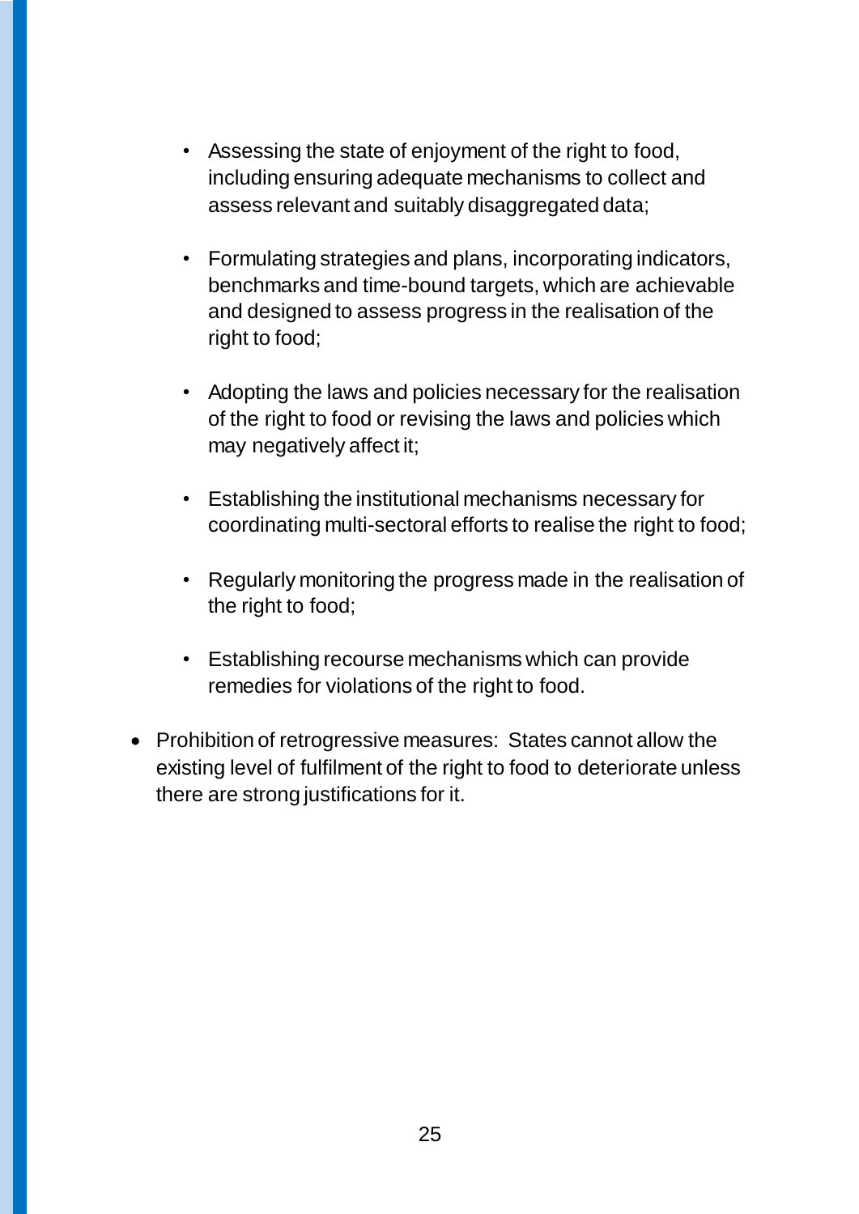- Assessing the state of enjoyment of the right to food, including ensuring adequate mechanisms to collect and assess relevant and suitably disaggregated data;

  - Formulating strategies and plans, incorporating indicators, benchmarks and time-bound targets, which are achievable and designed to assess progress in the realisation of the right to food;

  - Adopting the laws and policies necessary for the realisation of the right to food or revising the laws and policies which may negatively affect it;

  - Establishing the institutional mechanisms necessary for coordinating multi-sectoral efforts to realise the right to food;

  - Regularly monitoring the progress made in the realisation of the right to food;

  - Establishing recourse mechanisms which can provide remedies for violations of the right to food.

- Prohibition of retrogressive measures: States cannot allow the existing level of fulfilment of the right to food to deteriorate unless there are strong justifications for it.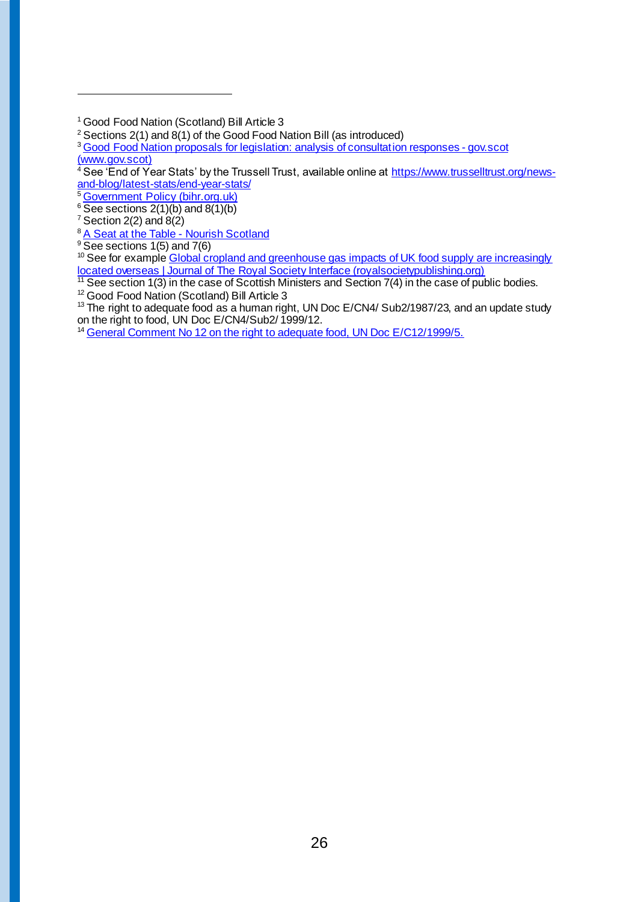[1] Good Food Nation (Scotland) Bill Article 3

[2] Sections 2(1) and 8(1) of the Good Food Nation Bill (as introduced)

[3] Good Food Nation proposals for legislation: analysis of consultation responses - gov.scot (www.gov.scot)

[4] See 'End of Year Stats' by the Trussell Trust, available online at https://www.trusselltrust.org/news-and-blog/latest-stats/end-year-stats/

[5] Government Policy (bihr.org.uk)

[6] See sections 2(1)(b) and 8(1)(b)

[7] Section 2(2) and 8(2)

[8] A Seat at the Table - Nourish Scotland

[9] See sections 1(5) and 7(6)

[10] See for example Global cropland and greenhouse gas impacts of UK food supply are increasingly located overseas | Journal of The Royal Society Interface (royalsocietypublishing.org)

[11] See section 1(3) in the case of Scottish Ministers and Section 7(4) in the case of public bodies.

[12] Good Food Nation (Scotland) Bill Article 3

[13] The right to adequate food as a human right, UN Doc E/CN4/ Sub2/1987/23, and an update study on the right to food, UN Doc E/CN4/Sub2/ 1999/12.

[14] General Comment No 12 on the right to adequate food, UN Doc E/C12/1999/5.